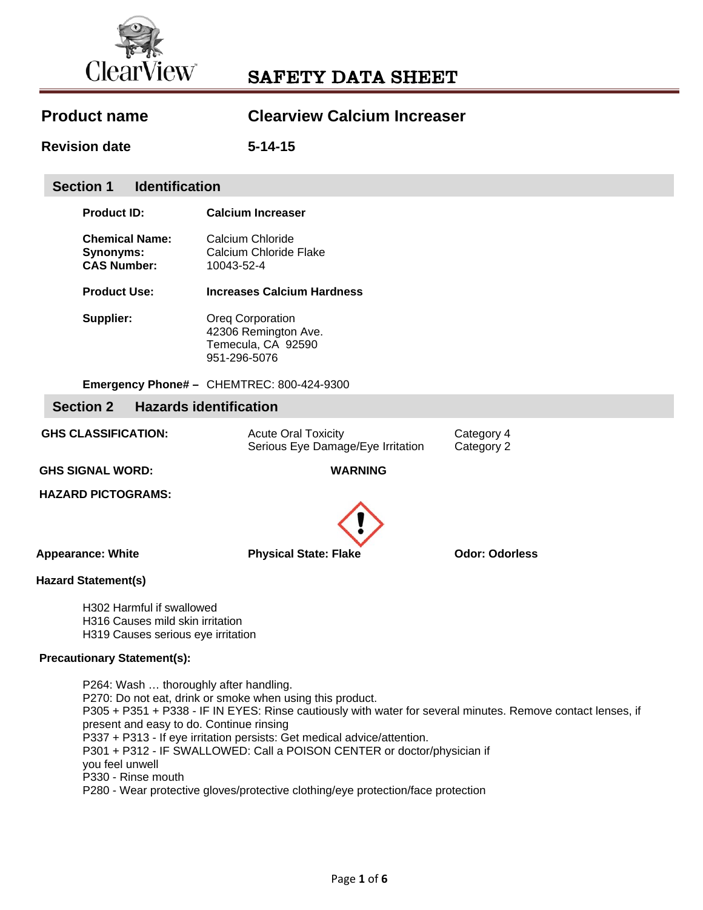# SAFETY DATA SHEET

| | |
|---|---|
| **Product name** | **Clearview Calcium Increaser** |
| **Revision date** | **5-14-15** |

## Section 1 Identification

**Product ID:** **Calcium Increaser**

**Chemical Name:** Calcium Chloride
**Synonyms:** Calcium Chloride Flake
**CAS Number:** 10043-52-4

**Product Use:** **Increases Calcium Hardness**

**Supplier:** Oreq Corporation
42306 Remington Ave.
Temecula, CA 92590
951-296-5076

**Emergency Phone# –** CHEMTREC: 800-424-9300

## Section 2 Hazards identification

| **GHS CLASSIFICATION:** | Acute Oral Toxicity | Category 4 |
|---|---|---|
| | Serious Eye Damage/Eye Irritation | Category 2 |

**GHS SIGNAL WORD:** **WARNING**

**HAZARD PICTOGRAMS:**

**Appearance: White** **Physical State: Flake** **Odor: Odorless**

**Hazard Statement(s)**

H302 Harmful if swallowed
H316 Causes mild skin irritation
H319 Causes serious eye irritation

**Precautionary Statement(s):**

P264: Wash … thoroughly after handling.
P270: Do not eat, drink or smoke when using this product.
P305 + P351 + P338 - IF IN EYES: Rinse cautiously with water for several minutes. Remove contact lenses, if present and easy to do. Continue rinsing
P337 + P313 - If eye irritation persists: Get medical advice/attention.
P301 + P312 - IF SWALLOWED: Call a POISON CENTER or doctor/physician if you feel unwell
P330 - Rinse mouth
P280 - Wear protective gloves/protective clothing/eye protection/face protection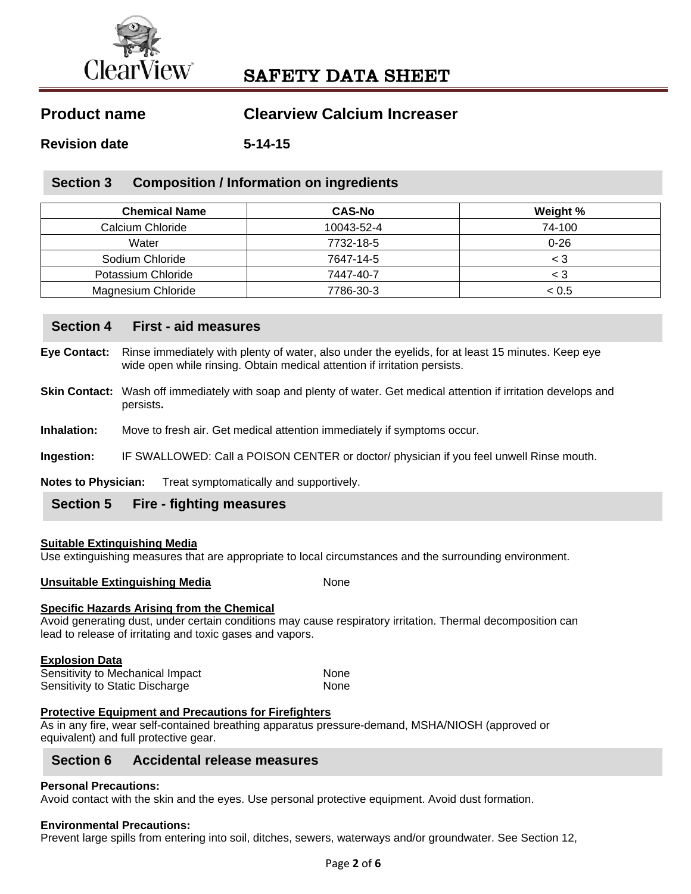# SAFETY DATA SHEET

**Product name** **Clearview Calcium Increaser**

**Revision date** **5-14-15**

## Section 3 Composition / Information on ingredients

| Chemical Name | CAS-No | Weight % |
|---|---|---|
| Calcium Chloride | 10043-52-4 | 74-100 |
| Water | 7732-18-5 | 0-26 |
| Sodium Chloride | 7647-14-5 | < 3 |
| Potassium Chloride | 7447-40-7 | < 3 |
| Magnesium Chloride | 7786-30-3 | < 0.5 |

## Section 4 First - aid measures

**Eye Contact:** Rinse immediately with plenty of water, also under the eyelids, for at least 15 minutes. Keep eye wide open while rinsing. Obtain medical attention if irritation persists.

**Skin Contact:** Wash off immediately with soap and plenty of water. Get medical attention if irritation develops and persists**.**

**Inhalation:** Move to fresh air. Get medical attention immediately if symptoms occur.

**Ingestion:** IF SWALLOWED: Call a POISON CENTER or doctor/ physician if you feel unwell Rinse mouth.

**Notes to Physician:** Treat symptomatically and supportively.

## Section 5 Fire - fighting measures

**Suitable Extinguishing Media**
Use extinguishing measures that are appropriate to local circumstances and the surrounding environment.

**Unsuitable Extinguishing Media** None

**Specific Hazards Arising from the Chemical**
Avoid generating dust, under certain conditions may cause respiratory irritation. Thermal decomposition can lead to release of irritating and toxic gases and vapors.

**Explosion Data**
Sensitivity to Mechanical Impact None
Sensitivity to Static Discharge None

**Protective Equipment and Precautions for Firefighters**
As in any fire, wear self-contained breathing apparatus pressure-demand, MSHA/NIOSH (approved or equivalent) and full protective gear.

## Section 6 Accidental release measures

**Personal Precautions:**
Avoid contact with the skin and the eyes. Use personal protective equipment. Avoid dust formation.

**Environmental Precautions:**
Prevent large spills from entering into soil, ditches, sewers, waterways and/or groundwater. See Section 12,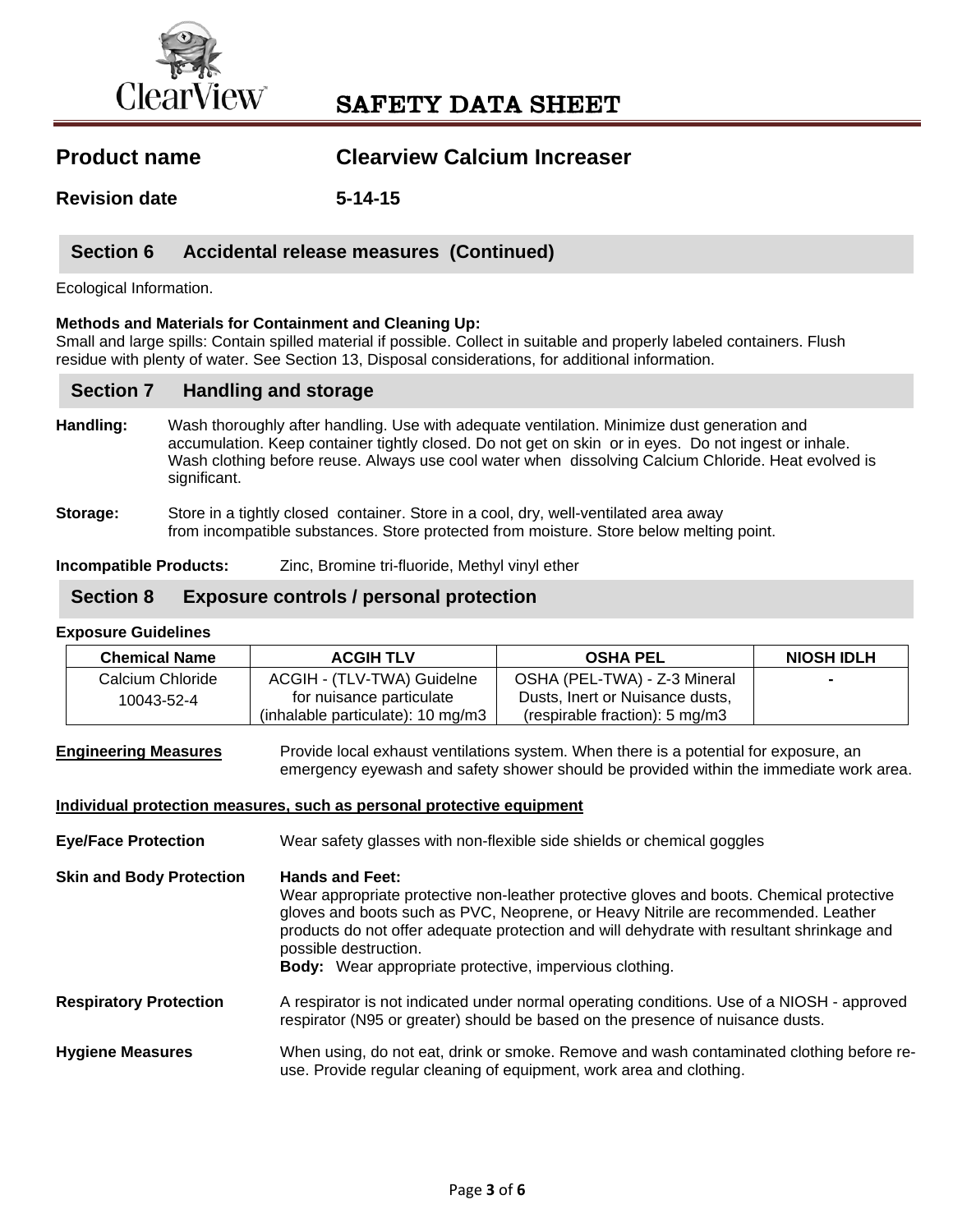# SAFETY DATA SHEET

**Product name** **Clearview Calcium Increaser**

**Revision date** **5-14-15**

## Section 6 Accidental release measures (Continued)

Ecological Information.

**Methods and Materials for Containment and Cleaning Up:**
Small and large spills: Contain spilled material if possible. Collect in suitable and properly labeled containers. Flush residue with plenty of water. See Section 13, Disposal considerations, for additional information.

## Section 7 Handling and storage

**Handling:** Wash thoroughly after handling. Use with adequate ventilation. Minimize dust generation and accumulation. Keep container tightly closed. Do not get on skin or in eyes. Do not ingest or inhale. Wash clothing before reuse. Always use cool water when dissolving Calcium Chloride. Heat evolved is significant.

**Storage:** Store in a tightly closed container. Store in a cool, dry, well-ventilated area away from incompatible substances. Store protected from moisture. Store below melting point.

**Incompatible Products:** Zinc, Bromine tri-fluoride, Methyl vinyl ether

## Section 8 Exposure controls / personal protection

**Exposure Guidelines**

| Chemical Name | ACGIH TLV | OSHA PEL | NIOSH IDLH |
|---|---|---|---|
| Calcium Chloride 10043-52-4 | ACGIH - (TLV-TWA) Guidelne for nuisance particulate (inhalable particulate): 10 mg/m3 | OSHA (PEL-TWA) - Z-3 Mineral Dusts, Inert or Nuisance dusts, (respirable fraction): 5 mg/m3 | - |

**Engineering Measures** Provide local exhaust ventilations system. When there is a potential for exposure, an emergency eyewash and safety shower should be provided within the immediate work area.

**Individual protection measures, such as personal protective equipment**

**Eye/Face Protection** Wear safety glasses with non-flexible side shields or chemical goggles

**Skin and Body Protection** **Hands and Feet:**
Wear appropriate protective non-leather protective gloves and boots. Chemical protective gloves and boots such as PVC, Neoprene, or Heavy Nitrile are recommended. Leather products do not offer adequate protection and will dehydrate with resultant shrinkage and possible destruction.
**Body:** Wear appropriate protective, impervious clothing.

**Respiratory Protection** A respirator is not indicated under normal operating conditions. Use of a NIOSH - approved respirator (N95 or greater) should be based on the presence of nuisance dusts.

**Hygiene Measures** When using, do not eat, drink or smoke. Remove and wash contaminated clothing before re-use. Provide regular cleaning of equipment, work area and clothing.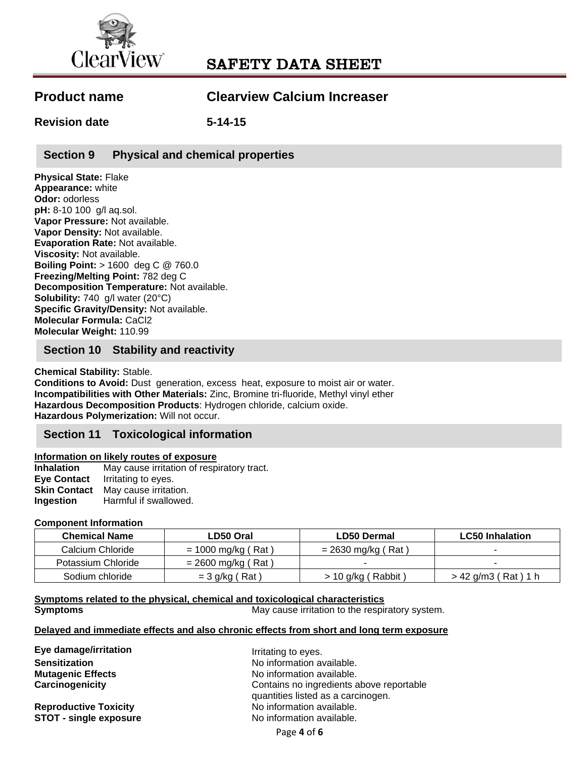# SAFETY DATA SHEET

**Product name** **Clearview Calcium Increaser**

**Revision date** **5-14-15**

## Section 9 Physical and chemical properties

**Physical State:** Flake
**Appearance:** white
**Odor:** odorless
**pH:** 8-10 100 g/l aq.sol.
**Vapor Pressure:** Not available.
**Vapor Density:** Not available.
**Evaporation Rate:** Not available.
**Viscosity:** Not available.
**Boiling Point:** > 1600 deg C @ 760.0
**Freezing/Melting Point:** 782 deg C
**Decomposition Temperature:** Not available.
**Solubility:** 740 g/l water (20°C)
**Specific Gravity/Density:** Not available.
**Molecular Formula:** $CaCl_2$
**Molecular Weight:** 110.99

## Section 10 Stability and reactivity

**Chemical Stability:** Stable.
**Conditions to Avoid:** Dust generation, excess heat, exposure to moist air or water.
**Incompatibilities with Other Materials:** Zinc, Bromine tri-fluoride, Methyl vinyl ether
**Hazardous Decomposition Products**: Hydrogen chloride, calcium oxide.
**Hazardous Polymerization:** Will not occur.

## Section 11 Toxicological information

**Information on likely routes of exposure**

**Inhalation** May cause irritation of respiratory tract.
**Eye Contact** Irritating to eyes.
**Skin Contact** May cause irritation.
**Ingestion** Harmful if swallowed.

**Component Information**

| Chemical Name | LD50 Oral | LD50 Dermal | LC50 Inhalation |
|---|---|---|---|
| Calcium Chloride | = 1000 mg/kg ( Rat ) | = 2630 mg/kg ( Rat ) | - |
| Potassium Chloride | = 2600 mg/kg ( Rat ) | - | - |
| Sodium chloride | = 3 g/kg ( Rat ) | > 10 g/kg ( Rabbit ) | > 42 g/m3 ( Rat ) 1 h |

**Symptoms related to the physical, chemical and toxicological characteristics**

**Symptoms** May cause irritation to the respiratory system.

**Delayed and immediate effects and also chronic effects from short and long term exposure**

**Eye damage/irritation** Irritating to eyes.
**Sensitization** No information available.
**Mutagenic Effects** No information available.
**Carcinogenicity** Contains no ingredients above reportable quantities listed as a carcinogen.
**Reproductive Toxicity** No information available.
**STOT - single exposure** No information available.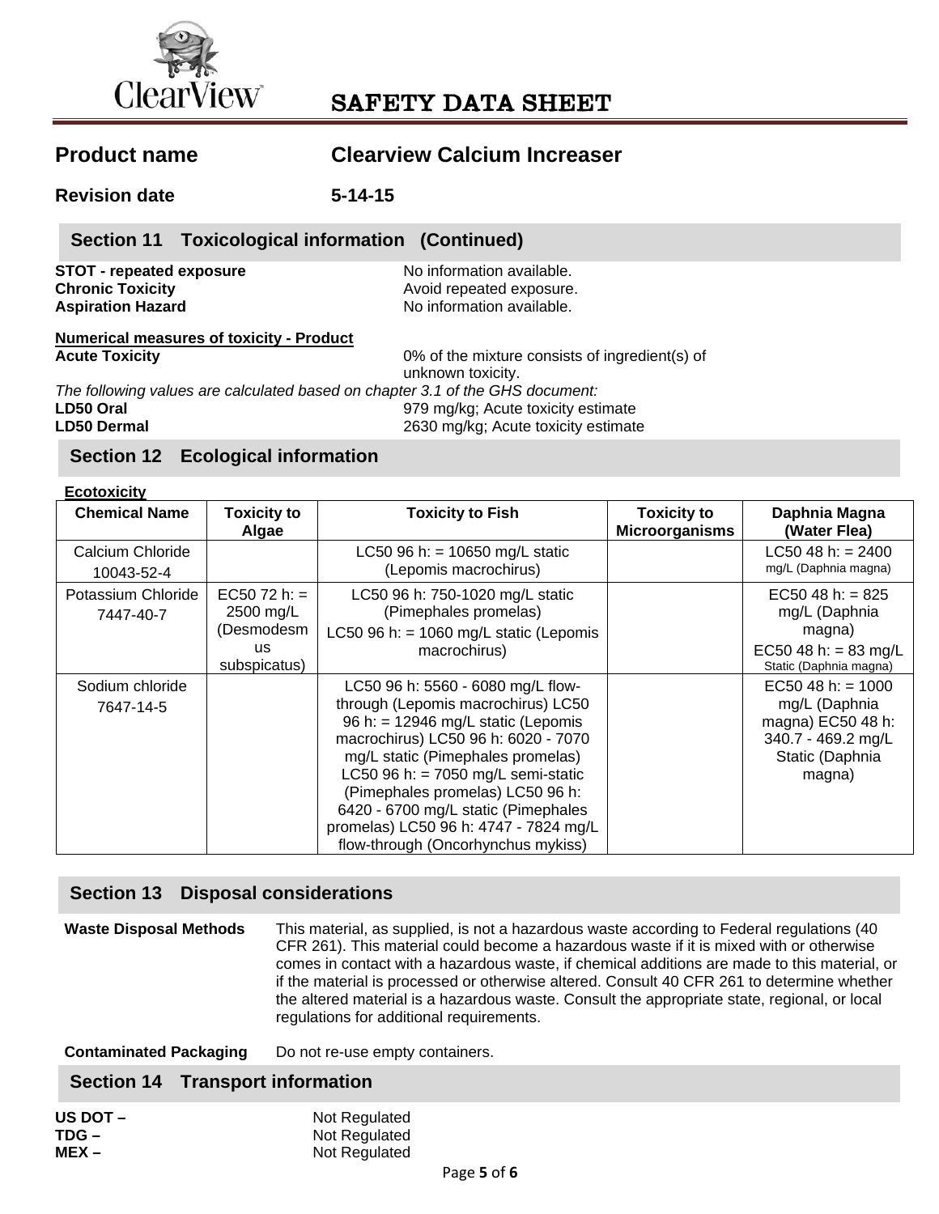# SAFETY DATA SHEET

**Product name** **Clearview Calcium Increaser**

**Revision date** **5-14-15**

## Section 11 Toxicological information (Continued)

**STOT - repeated exposure** No information available.
**Chronic Toxicity** Avoid repeated exposure.
**Aspiration Hazard** No information available.

**Numerical measures of toxicity - Product**
**Acute Toxicity** 0% of the mixture consists of ingredient(s) of unknown toxicity.

*The following values are calculated based on chapter 3.1 of the GHS document:*
**LD50 Oral** 979 mg/kg; Acute toxicity estimate
**LD50 Dermal** 2630 mg/kg; Acute toxicity estimate

## Section 12 Ecological information

**Ecotoxicity**

| Chemical Name | Toxicity to Algae | Toxicity to Fish | Toxicity to Microorganisms | Daphnia Magna (Water Flea) |
|---|---|---|---|---|
| Calcium Chloride 10043-52-4 | | LC50 96 h: = 10650 mg/L static (Lepomis macrochirus) | | LC50 48 h: = 2400 mg/L (Daphnia magna) |
| Potassium Chloride 7447-40-7 | EC50 72 h: = 2500 mg/L (Desmodesmus subspicatus) | LC50 96 h: 750-1020 mg/L static (Pimephales promelas) LC50 96 h: = 1060 mg/L static (Lepomis macrochirus) | | EC50 48 h: = 825 mg/L (Daphnia magna) EC50 48 h: = 83 mg/L Static (Daphnia magna) |
| Sodium chloride 7647-14-5 | | LC50 96 h: 5560 - 6080 mg/L flow-through (Lepomis macrochirus) LC50 96 h: = 12946 mg/L static (Lepomis macrochirus) LC50 96 h: 6020 - 7070 mg/L static (Pimephales promelas) LC50 96 h: = 7050 mg/L semi-static (Pimephales promelas) LC50 96 h: 6420 - 6700 mg/L static (Pimephales promelas) LC50 96 h: 4747 - 7824 mg/L flow-through (Oncorhynchus mykiss) | | EC50 48 h: = 1000 mg/L (Daphnia magna) EC50 48 h: 340.7 - 469.2 mg/L Static (Daphnia magna) |

## Section 13 Disposal considerations

**Waste Disposal Methods** This material, as supplied, is not a hazardous waste according to Federal regulations (40 CFR 261). This material could become a hazardous waste if it is mixed with or otherwise comes in contact with a hazardous waste, if chemical additions are made to this material, or if the material is processed or otherwise altered. Consult 40 CFR 261 to determine whether the altered material is a hazardous waste. Consult the appropriate state, regional, or local regulations for additional requirements.

**Contaminated Packaging** Do not re-use empty containers.

## Section 14 Transport information

**US DOT –** Not Regulated
**TDG –** Not Regulated
**MEX –** Not Regulated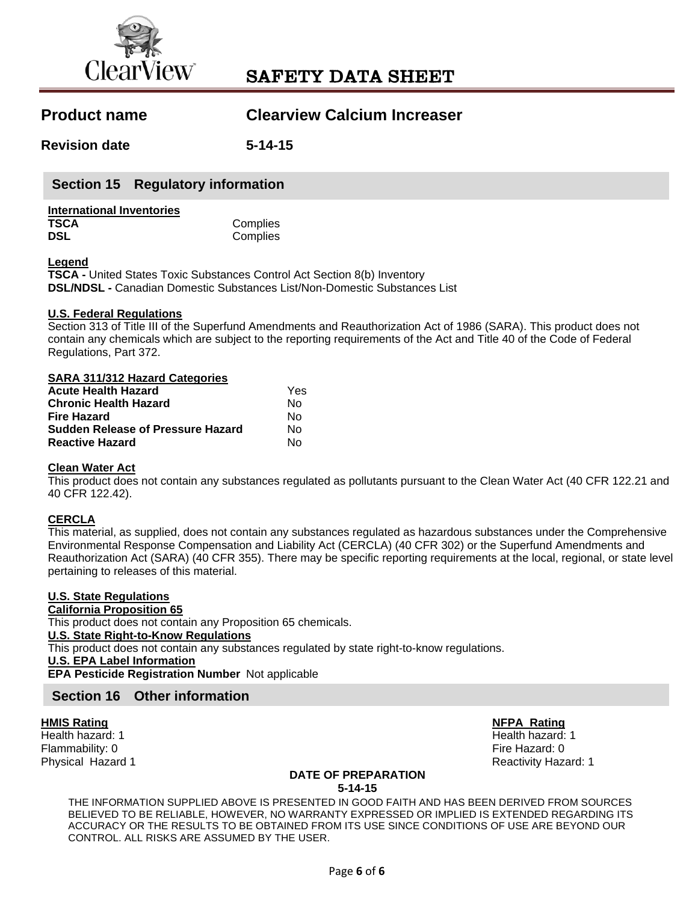# SAFETY DATA SHEET

**Product name** **Clearview Calcium Increaser**

**Revision date** **5-14-15**

## Section 15 Regulatory information

**International Inventories**

| | |
|---|---|
| **TSCA** | Complies |
| **DSL** | Complies |

**Legend**

**TSCA -** United States Toxic Substances Control Act Section 8(b) Inventory
**DSL/NDSL -** Canadian Domestic Substances List/Non-Domestic Substances List

**U.S. Federal Regulations**

Section 313 of Title III of the Superfund Amendments and Reauthorization Act of 1986 (SARA). This product does not contain any chemicals which are subject to the reporting requirements of the Act and Title 40 of the Code of Federal Regulations, Part 372.

**SARA 311/312 Hazard Categories**

| | |
|---|---|
| **Acute Health Hazard** | Yes |
| **Chronic Health Hazard** | No |
| **Fire Hazard** | No |
| **Sudden Release of Pressure Hazard** | No |
| **Reactive Hazard** | No |

**Clean Water Act**

This product does not contain any substances regulated as pollutants pursuant to the Clean Water Act (40 CFR 122.21 and 40 CFR 122.42).

**CERCLA**

This material, as supplied, does not contain any substances regulated as hazardous substances under the Comprehensive Environmental Response Compensation and Liability Act (CERCLA) (40 CFR 302) or the Superfund Amendments and Reauthorization Act (SARA) (40 CFR 355). There may be specific reporting requirements at the local, regional, or state level pertaining to releases of this material.

**U.S. State Regulations**

**California Proposition 65**

This product does not contain any Proposition 65 chemicals.

**U.S. State Right-to-Know Regulations**

This product does not contain any substances regulated by state right-to-know regulations.

**U.S. EPA Label Information**

**EPA Pesticide Registration Number** Not applicable

## Section 16 Other information

**HMIS Rating**

Health hazard: 1
Flammability: 0
Physical Hazard 1

**NFPA Rating**

Health hazard: 1
Fire Hazard: 0
Reactivity Hazard: 1

**DATE OF PREPARATION**

**5-14-15**

THE INFORMATION SUPPLIED ABOVE IS PRESENTED IN GOOD FAITH AND HAS BEEN DERIVED FROM SOURCES BELIEVED TO BE RELIABLE, HOWEVER, NO WARRANTY EXPRESSED OR IMPLIED IS EXTENDED REGARDING ITS ACCURACY OR THE RESULTS TO BE OBTAINED FROM ITS USE SINCE CONDITIONS OF USE ARE BEYOND OUR CONTROL. ALL RISKS ARE ASSUMED BY THE USER.